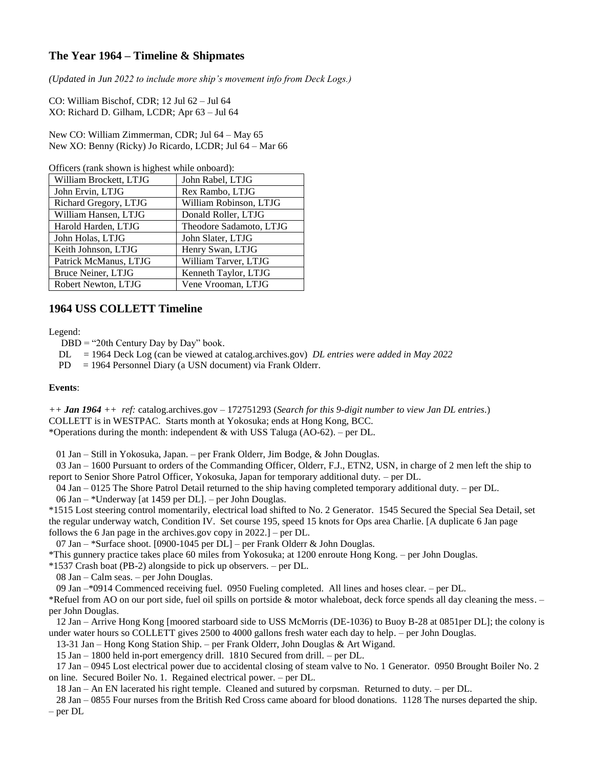## The Year 1964 – Timeline & Shipmates

*(Updated in Jun 2022 to include more ship's movement info from Deck Logs.)*

CO: William Bischof, CDR; 12 Jul 62 – Jul 64
XO: Richard D. Gilham, LCDR; Apr 63 – Jul 64

New CO: William Zimmerman, CDR; Jul 64 – May 65
New XO: Benny (Ricky) Jo Ricardo, LCDR; Jul 64 – Mar 66

Officers (rank shown is highest while onboard):

| | |
|---|---|
| William Brockett, LTJG | John Rabel, LTJG |
| John Ervin, LTJG | Rex Rambo, LTJG |
| Richard Gregory, LTJG | William Robinson, LTJG |
| William Hansen, LTJG | Donald Roller, LTJG |
| Harold Harden, LTJG | Theodore Sadamoto, LTJG |
| John Holas, LTJG | John Slater, LTJG |
| Keith Johnson, LTJG | Henry Swan, LTJG |
| Patrick McManus, LTJG | William Tarver, LTJG |
| Bruce Neiner, LTJG | Kenneth Taylor, LTJG |
| Robert Newton, LTJG | Vene Vrooman, LTJG |

## 1964 USS COLLETT Timeline

Legend:

DBD = "20th Century Day by Day" book.
DL = 1964 Deck Log (can be viewed at catalog.archives.gov) *DL entries were added in May 2022*
PD = 1964 Personnel Diary (a USN document) via Frank Olderr.

**Events**:

*++ **Jan 1964** ++ ref:* catalog.archives.gov – 172751293 (*Search for this 9-digit number to view Jan DL entries.*)
COLLETT is in WESTPAC. Starts month at Yokosuka; ends at Hong Kong, BCC.
*Operations during the month: independent & with USS Taluga (AO-62). – per DL.

01 Jan – Still in Yokosuka, Japan. – per Frank Olderr, Jim Bodge, & John Douglas.

03 Jan – 1600 Pursuant to orders of the Commanding Officer, Olderr, F.J., ETN2, USN, in charge of 2 men left the ship to report to Senior Shore Patrol Officer, Yokosuka, Japan for temporary additional duty. – per DL.

04 Jan – 0125 The Shore Patrol Detail returned to the ship having completed temporary additional duty. – per DL.

06 Jan – *Underway [at 1459 per DL]. – per John Douglas.
*1515 Lost steering control momentarily, electrical load shifted to No. 2 Generator. 1545 Secured the Special Sea Detail, set the regular underway watch, Condition IV. Set course 195, speed 15 knots for Ops area Charlie. [A duplicate 6 Jan page follows the 6 Jan page in the archives.gov copy in 2022.] – per DL.

07 Jan – *Surface shoot. [0900-1045 per DL] – per Frank Olderr & John Douglas.
*This gunnery practice takes place 60 miles from Yokosuka; at 1200 enroute Hong Kong. – per John Douglas.
*1537 Crash boat (PB-2) alongside to pick up observers. – per DL.

08 Jan – Calm seas. – per John Douglas.

09 Jan –*0914 Commenced receiving fuel. 0950 Fueling completed. All lines and hoses clear. – per DL.
*Refuel from AO on our port side, fuel oil spills on portside & motor whaleboat, deck force spends all day cleaning the mess. – per John Douglas.

12 Jan – Arrive Hong Kong [moored starboard side to USS McMorris (DE-1036) to Buoy B-28 at 0851per DL]; the colony is under water hours so COLLETT gives 2500 to 4000 gallons fresh water each day to help. – per John Douglas.

13-31 Jan – Hong Kong Station Ship. – per Frank Olderr, John Douglas & Art Wigand.

15 Jan – 1800 held in-port emergency drill. 1810 Secured from drill. – per DL.

17 Jan – 0945 Lost electrical power due to accidental closing of steam valve to No. 1 Generator. 0950 Brought Boiler No. 2 on line. Secured Boiler No. 1. Regained electrical power. – per DL.

18 Jan – An EN lacerated his right temple. Cleaned and sutured by corpsman. Returned to duty. – per DL.

28 Jan – 0855 Four nurses from the British Red Cross came aboard for blood donations. 1128 The nurses departed the ship. – per DL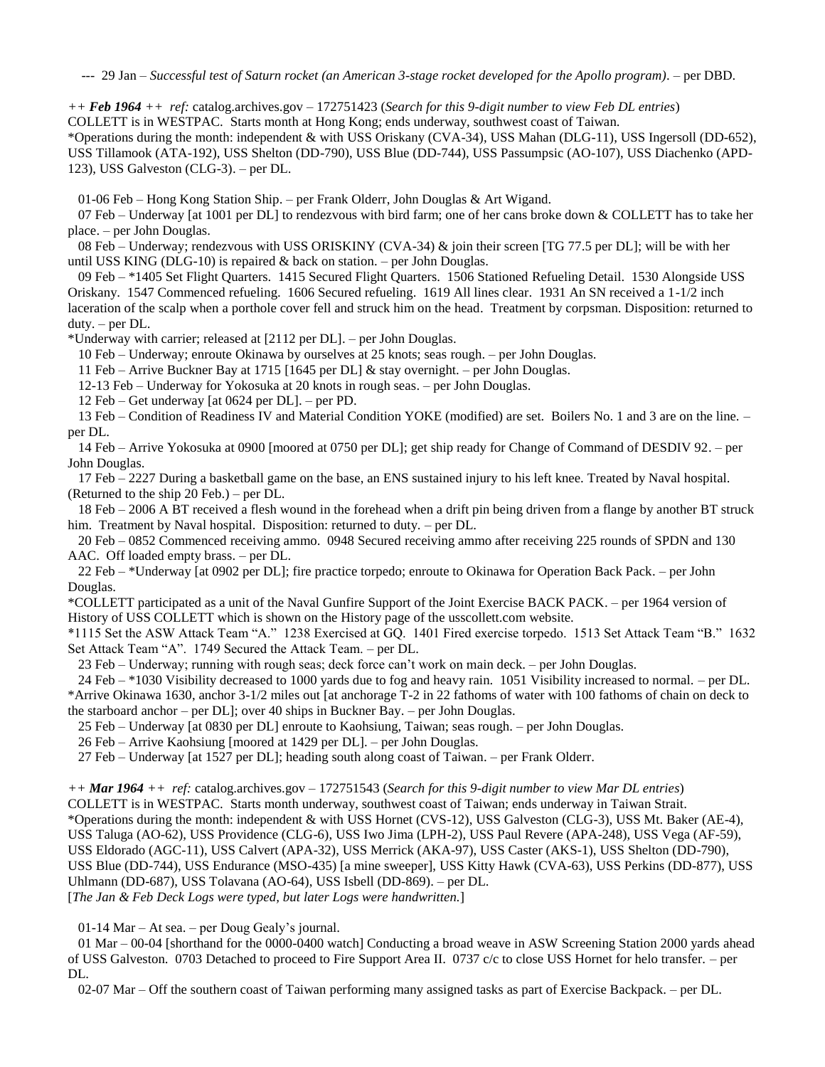--- 29 Jan – *Successful test of Saturn rocket (an American 3-stage rocket developed for the Apollo program)*. – per DBD.

*++ **Feb 1964** ++ ref:* catalog.archives.gov – 172751423 (*Search for this 9-digit number to view Feb DL entries*)
COLLETT is in WESTPAC. Starts month at Hong Kong; ends underway, southwest coast of Taiwan.
*Operations during the month: independent & with USS Oriskany (CVA-34), USS Mahan (DLG-11), USS Ingersoll (DD-652), USS Tillamook (ATA-192), USS Shelton (DD-790), USS Blue (DD-744), USS Passumpsic (AO-107), USS Diachenko (APD-123), USS Galveston (CLG-3). – per DL.

01-06 Feb – Hong Kong Station Ship. – per Frank Olderr, John Douglas & Art Wigand.

07 Feb – Underway [at 1001 per DL] to rendezvous with bird farm; one of her cans broke down & COLLETT has to take her place. – per John Douglas.

08 Feb – Underway; rendezvous with USS ORISKINY (CVA-34) & join their screen [TG 77.5 per DL]; will be with her until USS KING (DLG-10) is repaired & back on station. – per John Douglas.

09 Feb – *1405 Set Flight Quarters. 1415 Secured Flight Quarters. 1506 Stationed Refueling Detail. 1530 Alongside USS Oriskany. 1547 Commenced refueling. 1606 Secured refueling. 1619 All lines clear. 1931 An SN received a 1-1/2 inch laceration of the scalp when a porthole cover fell and struck him on the head. Treatment by corpsman. Disposition: returned to duty. – per DL.
*Underway with carrier; released at [2112 per DL]. – per John Douglas.

10 Feb – Underway; enroute Okinawa by ourselves at 25 knots; seas rough. – per John Douglas.

11 Feb – Arrive Buckner Bay at 1715 [1645 per DL] & stay overnight. – per John Douglas.

12-13 Feb – Underway for Yokosuka at 20 knots in rough seas. – per John Douglas.

12 Feb – Get underway [at 0624 per DL]. – per PD.

13 Feb – Condition of Readiness IV and Material Condition YOKE (modified) are set. Boilers No. 1 and 3 are on the line. – per DL.

14 Feb – Arrive Yokosuka at 0900 [moored at 0750 per DL]; get ship ready for Change of Command of DESDIV 92. – per John Douglas.

17 Feb – 2227 During a basketball game on the base, an ENS sustained injury to his left knee. Treated by Naval hospital. (Returned to the ship 20 Feb.) – per DL.

18 Feb – 2006 A BT received a flesh wound in the forehead when a drift pin being driven from a flange by another BT struck him. Treatment by Naval hospital. Disposition: returned to duty. – per DL.

20 Feb – 0852 Commenced receiving ammo. 0948 Secured receiving ammo after receiving 225 rounds of SPDN and 130 AAC. Off loaded empty brass. – per DL.

22 Feb – *Underway [at 0902 per DL]; fire practice torpedo; enroute to Okinawa for Operation Back Pack. – per John Douglas.
*COLLETT participated as a unit of the Naval Gunfire Support of the Joint Exercise BACK PACK. – per 1964 version of History of USS COLLETT which is shown on the History page of the usscollett.com website.
*1115 Set the ASW Attack Team "A." 1238 Exercised at GQ. 1401 Fired exercise torpedo. 1513 Set Attack Team "B." 1632 Set Attack Team "A". 1749 Secured the Attack Team. – per DL.

23 Feb – Underway; running with rough seas; deck force can't work on main deck. – per John Douglas.

24 Feb – *1030 Visibility decreased to 1000 yards due to fog and heavy rain. 1051 Visibility increased to normal. – per DL.
*Arrive Okinawa 1630, anchor 3-1/2 miles out [at anchorage T-2 in 22 fathoms of water with 100 fathoms of chain on deck to the starboard anchor – per DL]; over 40 ships in Buckner Bay. – per John Douglas.

25 Feb – Underway [at 0830 per DL] enroute to Kaohsiung, Taiwan; seas rough. – per John Douglas.

26 Feb – Arrive Kaohsiung [moored at 1429 per DL]. – per John Douglas.

27 Feb – Underway [at 1527 per DL]; heading south along coast of Taiwan. – per Frank Olderr.

*++ **Mar 1964** ++ ref:* catalog.archives.gov – 172751543 (*Search for this 9-digit number to view Mar DL entries*)
COLLETT is in WESTPAC. Starts month underway, southwest coast of Taiwan; ends underway in Taiwan Strait.
*Operations during the month: independent & with USS Hornet (CVS-12), USS Galveston (CLG-3), USS Mt. Baker (AE-4), USS Taluga (AO-62), USS Providence (CLG-6), USS Iwo Jima (LPH-2), USS Paul Revere (APA-248), USS Vega (AF-59), USS Eldorado (AGC-11), USS Calvert (APA-32), USS Merrick (AKA-97), USS Caster (AKS-1), USS Shelton (DD-790), USS Blue (DD-744), USS Endurance (MSO-435) [a mine sweeper], USS Kitty Hawk (CVA-63), USS Perkins (DD-877), USS Uhlmann (DD-687), USS Tolavana (AO-64), USS Isbell (DD-869). – per DL.
[*The Jan & Feb Deck Logs were typed, but later Logs were handwritten.*]

01-14 Mar – At sea. – per Doug Gealy's journal.

01 Mar – 00-04 [shorthand for the 0000-0400 watch] Conducting a broad weave in ASW Screening Station 2000 yards ahead of USS Galveston. 0703 Detached to proceed to Fire Support Area II. 0737 c/c to close USS Hornet for helo transfer. – per DL.

02-07 Mar – Off the southern coast of Taiwan performing many assigned tasks as part of Exercise Backpack. – per DL.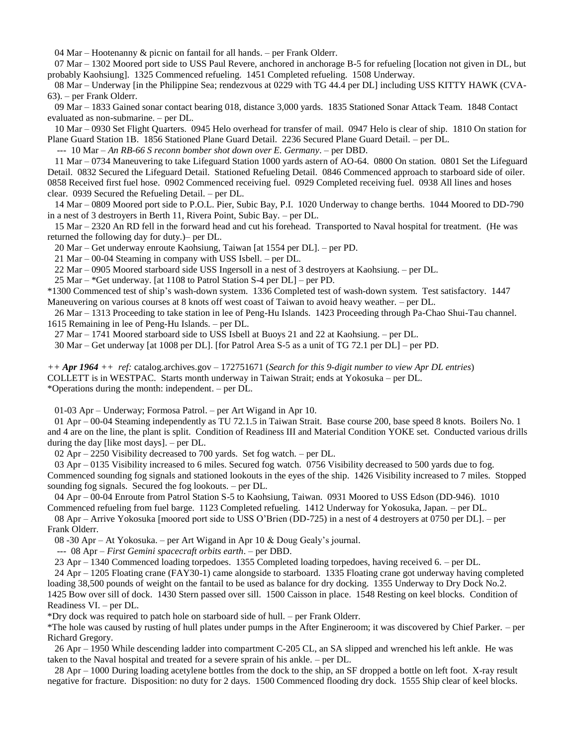04 Mar – Hootenanny & picnic on fantail for all hands. – per Frank Olderr.

07 Mar – 1302 Moored port side to USS Paul Revere, anchored in anchorage B-5 for refueling [location not given in DL, but probably Kaohsiung]. 1325 Commenced refueling. 1451 Completed refueling. 1508 Underway.

08 Mar – Underway [in the Philippine Sea; rendezvous at 0229 with TG 44.4 per DL] including USS KITTY HAWK (CVA-63). – per Frank Olderr.

09 Mar – 1833 Gained sonar contact bearing 018, distance 3,000 yards. 1835 Stationed Sonar Attack Team. 1848 Contact evaluated as non-submarine. – per DL.

10 Mar – 0930 Set Flight Quarters. 0945 Helo overhead for transfer of mail. 0947 Helo is clear of ship. 1810 On station for Plane Guard Station 1B. 1856 Stationed Plane Guard Detail. 2236 Secured Plane Guard Detail. – per DL.

--- 10 Mar – *An RB-66 S reconn bomber shot down over E. Germany*. – per DBD.

11 Mar – 0734 Maneuvering to take Lifeguard Station 1000 yards astern of AO-64. 0800 On station. 0801 Set the Lifeguard Detail. 0832 Secured the Lifeguard Detail. Stationed Refueling Detail. 0846 Commenced approach to starboard side of oiler. 0858 Received first fuel hose. 0902 Commenced receiving fuel. 0929 Completed receiving fuel. 0938 All lines and hoses clear. 0939 Secured the Refueling Detail. – per DL.

14 Mar – 0809 Moored port side to P.O.L. Pier, Subic Bay, P.I. 1020 Underway to change berths. 1044 Moored to DD-790 in a nest of 3 destroyers in Berth 11, Rivera Point, Subic Bay. – per DL.

15 Mar – 2320 An RD fell in the forward head and cut his forehead. Transported to Naval hospital for treatment. (He was returned the following day for duty.)– per DL.

20 Mar – Get underway enroute Kaohsiung, Taiwan [at 1554 per DL]. – per PD.

21 Mar – 00-04 Steaming in company with USS Isbell. – per DL.

22 Mar – 0905 Moored starboard side USS Ingersoll in a nest of 3 destroyers at Kaohsiung. – per DL.

25 Mar – *Get underway. [at 1108 to Patrol Station S-4 per DL] – per PD.

*1300 Commenced test of ship's wash-down system. 1336 Completed test of wash-down system. Test satisfactory. 1447 Maneuvering on various courses at 8 knots off west coast of Taiwan to avoid heavy weather. – per DL.

26 Mar – 1313 Proceeding to take station in lee of Peng-Hu Islands. 1423 Proceeding through Pa-Chao Shui-Tau channel. 1615 Remaining in lee of Peng-Hu Islands. – per DL.

27 Mar – 1741 Moored starboard side to USS Isbell at Buoys 21 and 22 at Kaohsiung. – per DL.

30 Mar – Get underway [at 1008 per DL]. [for Patrol Area S-5 as a unit of TG 72.1 per DL] – per PD.

*++ **Apr 1964** ++ ref:* catalog.archives.gov – 172751671 (*Search for this 9-digit number to view Apr DL entries*)
COLLETT is in WESTPAC. Starts month underway in Taiwan Strait; ends at Yokosuka – per DL.
*Operations during the month: independent. – per DL.

01-03 Apr – Underway; Formosa Patrol. – per Art Wigand in Apr 10.

01 Apr – 00-04 Steaming independently as TU 72.1.5 in Taiwan Strait. Base course 200, base speed 8 knots. Boilers No. 1 and 4 are on the line, the plant is split. Condition of Readiness III and Material Condition YOKE set. Conducted various drills during the day [like most days]. – per DL.

02 Apr – 2250 Visibility decreased to 700 yards. Set fog watch. – per DL.

03 Apr – 0135 Visibility increased to 6 miles. Secured fog watch. 0756 Visibility decreased to 500 yards due to fog. Commenced sounding fog signals and stationed lookouts in the eyes of the ship. 1426 Visibility increased to 7 miles. Stopped sounding fog signals. Secured the fog lookouts. – per DL.

04 Apr – 00-04 Enroute from Patrol Station S-5 to Kaohsiung, Taiwan. 0931 Moored to USS Edson (DD-946). 1010 Commenced refueling from fuel barge. 1123 Completed refueling. 1412 Underway for Yokosuka, Japan. – per DL.

08 Apr – Arrive Yokosuka [moored port side to USS O'Brien (DD-725) in a nest of 4 destroyers at 0750 per DL]. – per Frank Olderr.

08 -30 Apr – At Yokosuka. – per Art Wigand in Apr 10 & Doug Gealy's journal.

--- 08 Apr – *First Gemini spacecraft orbits earth*. – per DBD.

23 Apr – 1340 Commenced loading torpedoes. 1355 Completed loading torpedoes, having received 6. – per DL.

24 Apr – 1205 Floating crane (FAY30-1) came alongside to starboard. 1335 Floating crane got underway having completed loading 38,500 pounds of weight on the fantail to be used as balance for dry docking. 1355 Underway to Dry Dock No.2. 1425 Bow over sill of dock. 1430 Stern passed over sill. 1500 Caisson in place. 1548 Resting on keel blocks. Condition of Readiness VI. – per DL.

*Dry dock was required to patch hole on starboard side of hull. – per Frank Olderr.

*The hole was caused by rusting of hull plates under pumps in the After Engineroom; it was discovered by Chief Parker. – per Richard Gregory.

26 Apr – 1950 While descending ladder into compartment C-205 CL, an SA slipped and wrenched his left ankle. He was taken to the Naval hospital and treated for a severe sprain of his ankle. – per DL.

28 Apr – 1000 During loading acetylene bottles from the dock to the ship, an SF dropped a bottle on left foot. X-ray result negative for fracture. Disposition: no duty for 2 days. 1500 Commenced flooding dry dock. 1555 Ship clear of keel blocks.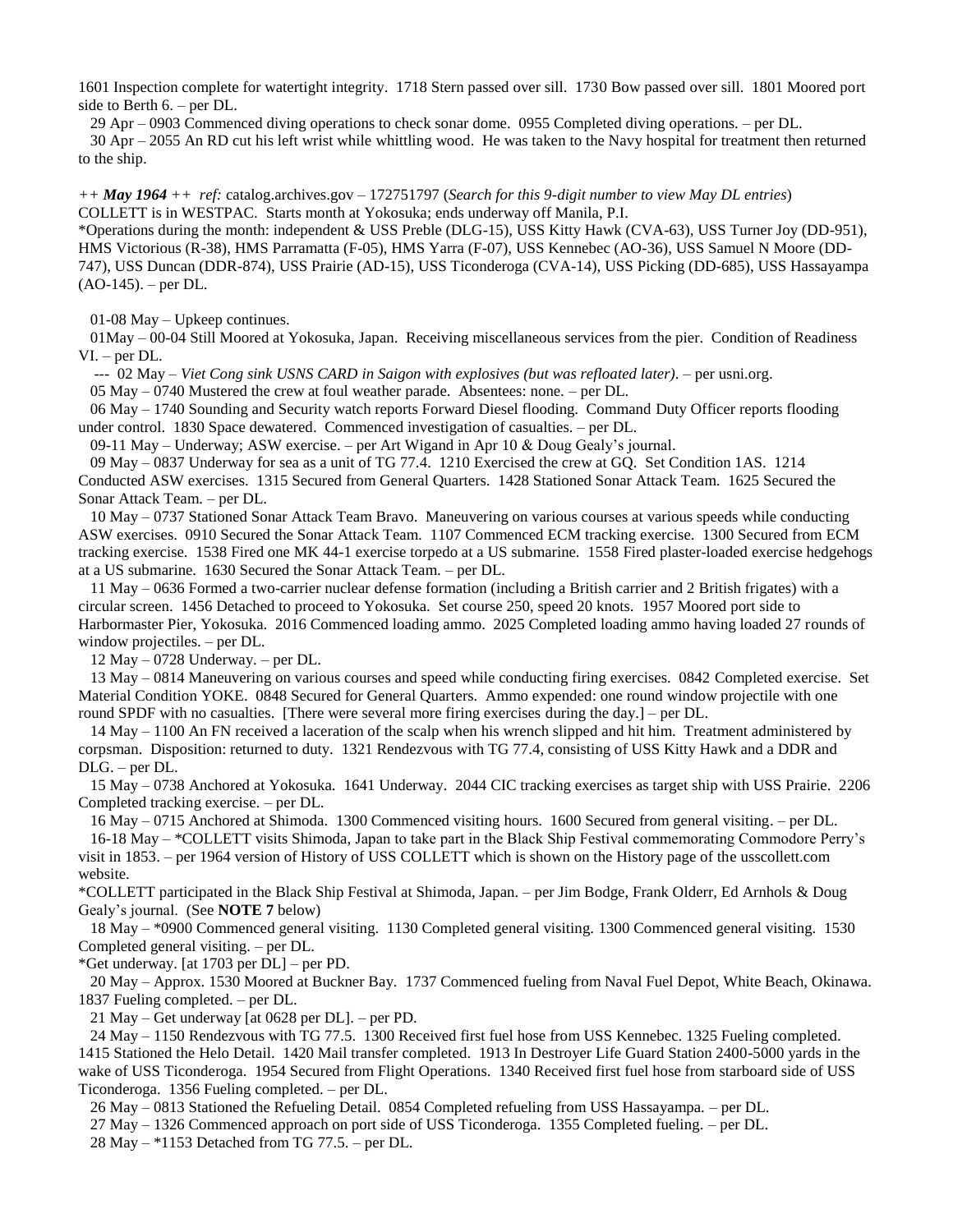1601 Inspection complete for watertight integrity. 1718 Stern passed over sill. 1730 Bow passed over sill. 1801 Moored port side to Berth 6. – per DL.

29 Apr – 0903 Commenced diving operations to check sonar dome. 0955 Completed diving operations. – per DL.

30 Apr – 2055 An RD cut his left wrist while whittling wood. He was taken to the Navy hospital for treatment then returned to the ship.

*++ **May 1964** ++ ref:* catalog.archives.gov – 172751797 (*Search for this 9-digit number to view May DL entries*)
COLLETT is in WESTPAC. Starts month at Yokosuka; ends underway off Manila, P.I.
*Operations during the month: independent & USS Preble (DLG-15), USS Kitty Hawk (CVA-63), USS Turner Joy (DD-951), HMS Victorious (R-38), HMS Parramatta (F-05), HMS Yarra (F-07), USS Kennebec (AO-36), USS Samuel N Moore (DD-747), USS Duncan (DDR-874), USS Prairie (AD-15), USS Ticonderoga (CVA-14), USS Picking (DD-685), USS Hassayampa (AO-145). – per DL.

01-08 May – Upkeep continues.

01May – 00-04 Still Moored at Yokosuka, Japan. Receiving miscellaneous services from the pier. Condition of Readiness VI. – per DL.

--- 02 May – *Viet Cong sink USNS CARD in Saigon with explosives (but was refloated later)*. – per usni.org.

05 May – 0740 Mustered the crew at foul weather parade. Absentees: none. – per DL.

06 May – 1740 Sounding and Security watch reports Forward Diesel flooding. Command Duty Officer reports flooding under control. 1830 Space dewatered. Commenced investigation of casualties. – per DL.

09-11 May – Underway; ASW exercise. – per Art Wigand in Apr 10 & Doug Gealy's journal.

09 May – 0837 Underway for sea as a unit of TG 77.4. 1210 Exercised the crew at GQ. Set Condition 1AS. 1214 Conducted ASW exercises. 1315 Secured from General Quarters. 1428 Stationed Sonar Attack Team. 1625 Secured the Sonar Attack Team. – per DL.

10 May – 0737 Stationed Sonar Attack Team Bravo. Maneuvering on various courses at various speeds while conducting ASW exercises. 0910 Secured the Sonar Attack Team. 1107 Commenced ECM tracking exercise. 1300 Secured from ECM tracking exercise. 1538 Fired one MK 44-1 exercise torpedo at a US submarine. 1558 Fired plaster-loaded exercise hedgehogs at a US submarine. 1630 Secured the Sonar Attack Team. – per DL.

11 May – 0636 Formed a two-carrier nuclear defense formation (including a British carrier and 2 British frigates) with a circular screen. 1456 Detached to proceed to Yokosuka. Set course 250, speed 20 knots. 1957 Moored port side to Harbormaster Pier, Yokosuka. 2016 Commenced loading ammo. 2025 Completed loading ammo having loaded 27 rounds of window projectiles. – per DL.

12 May – 0728 Underway. – per DL.

13 May – 0814 Maneuvering on various courses and speed while conducting firing exercises. 0842 Completed exercise. Set Material Condition YOKE. 0848 Secured for General Quarters. Ammo expended: one round window projectile with one round SPDF with no casualties. [There were several more firing exercises during the day.] – per DL.

14 May – 1100 An FN received a laceration of the scalp when his wrench slipped and hit him. Treatment administered by corpsman. Disposition: returned to duty. 1321 Rendezvous with TG 77.4, consisting of USS Kitty Hawk and a DDR and DLG. – per DL.

15 May – 0738 Anchored at Yokosuka. 1641 Underway. 2044 CIC tracking exercises as target ship with USS Prairie. 2206 Completed tracking exercise. – per DL.

16 May – 0715 Anchored at Shimoda. 1300 Commenced visiting hours. 1600 Secured from general visiting. – per DL.

16-18 May – *COLLETT visits Shimoda, Japan to take part in the Black Ship Festival commemorating Commodore Perry's visit in 1853. – per 1964 version of History of USS COLLETT which is shown on the History page of the usscollett.com website.
*COLLETT participated in the Black Ship Festival at Shimoda, Japan. – per Jim Bodge, Frank Olderr, Ed Arnhols & Doug Gealy's journal. (See **NOTE 7** below)

18 May – *0900 Commenced general visiting. 1130 Completed general visiting. 1300 Commenced general visiting. 1530 Completed general visiting. – per DL.
*Get underway. [at 1703 per DL] – per PD.

20 May – Approx. 1530 Moored at Buckner Bay. 1737 Commenced fueling from Naval Fuel Depot, White Beach, Okinawa. 1837 Fueling completed. – per DL.

21 May – Get underway [at 0628 per DL]. – per PD.

24 May – 1150 Rendezvous with TG 77.5. 1300 Received first fuel hose from USS Kennebec. 1325 Fueling completed. 1415 Stationed the Helo Detail. 1420 Mail transfer completed. 1913 In Destroyer Life Guard Station 2400-5000 yards in the wake of USS Ticonderoga. 1954 Secured from Flight Operations. 1340 Received first fuel hose from starboard side of USS Ticonderoga. 1356 Fueling completed. – per DL.

26 May – 0813 Stationed the Refueling Detail. 0854 Completed refueling from USS Hassayampa. – per DL.

27 May – 1326 Commenced approach on port side of USS Ticonderoga. 1355 Completed fueling. – per DL.

28 May – *1153 Detached from TG 77.5. – per DL.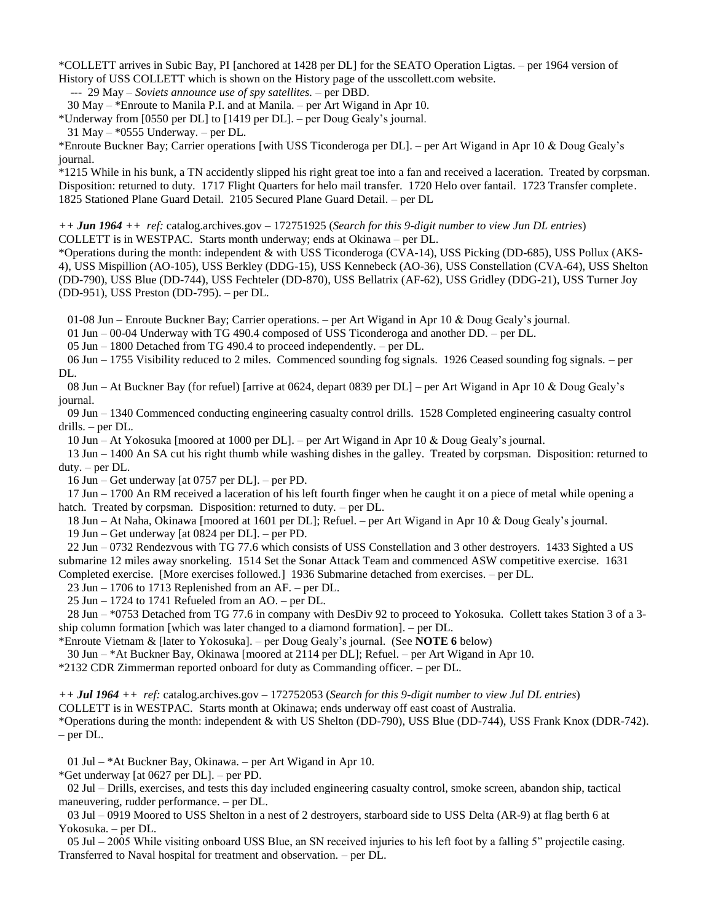*COLLETT arrives in Subic Bay, PI [anchored at 1428 per DL] for the SEATO Operation Ligtas. – per 1964 version of History of USS COLLETT which is shown on the History page of the usscollett.com website.

--- 29 May – *Soviets announce use of spy satellites.* – per DBD.

30 May – *Enroute to Manila P.I. and at Manila. – per Art Wigand in Apr 10.

*Underway from [0550 per DL] to [1419 per DL]. – per Doug Gealy's journal.

31 May – *0555 Underway. – per DL.

*Enroute Buckner Bay; Carrier operations [with USS Ticonderoga per DL]. – per Art Wigand in Apr 10 & Doug Gealy's journal.

*1215 While in his bunk, a TN accidently slipped his right great toe into a fan and received a laceration. Treated by corpsman. Disposition: returned to duty. 1717 Flight Quarters for helo mail transfer. 1720 Helo over fantail. 1723 Transfer complete. 1825 Stationed Plane Guard Detail. 2105 Secured Plane Guard Detail. – per DL

*++ **Jun 1964** ++ ref:* catalog.archives.gov – 172751925 (*Search for this 9-digit number to view Jun DL entries*)
COLLETT is in WESTPAC. Starts month underway; ends at Okinawa – per DL.

*Operations during the month: independent & with USS Ticonderoga (CVA-14), USS Picking (DD-685), USS Pollux (AKS-4), USS Mispillion (AO-105), USS Berkley (DDG-15), USS Kennebeck (AO-36), USS Constellation (CVA-64), USS Shelton (DD-790), USS Blue (DD-744), USS Fechteler (DD-870), USS Bellatrix (AF-62), USS Gridley (DDG-21), USS Turner Joy (DD-951), USS Preston (DD-795). – per DL.

01-08 Jun – Enroute Buckner Bay; Carrier operations. – per Art Wigand in Apr 10 & Doug Gealy's journal.

01 Jun – 00-04 Underway with TG 490.4 composed of USS Ticonderoga and another DD. – per DL.

05 Jun – 1800 Detached from TG 490.4 to proceed independently. – per DL.

06 Jun – 1755 Visibility reduced to 2 miles. Commenced sounding fog signals. 1926 Ceased sounding fog signals. – per DL.

08 Jun – At Buckner Bay (for refuel) [arrive at 0624, depart 0839 per DL] – per Art Wigand in Apr 10 & Doug Gealy's journal.

09 Jun – 1340 Commenced conducting engineering casualty control drills. 1528 Completed engineering casualty control drills. – per DL.

10 Jun – At Yokosuka [moored at 1000 per DL]. – per Art Wigand in Apr 10 & Doug Gealy's journal.

13 Jun – 1400 An SA cut his right thumb while washing dishes in the galley. Treated by corpsman. Disposition: returned to duty. – per DL.

16 Jun – Get underway [at 0757 per DL]. – per PD.

17 Jun – 1700 An RM received a laceration of his left fourth finger when he caught it on a piece of metal while opening a hatch. Treated by corpsman. Disposition: returned to duty. – per DL.

18 Jun – At Naha, Okinawa [moored at 1601 per DL]; Refuel. – per Art Wigand in Apr 10 & Doug Gealy's journal.

19 Jun – Get underway [at 0824 per DL]. – per PD.

22 Jun – 0732 Rendezvous with TG 77.6 which consists of USS Constellation and 3 other destroyers. 1433 Sighted a US submarine 12 miles away snorkeling. 1514 Set the Sonar Attack Team and commenced ASW competitive exercise. 1631 Completed exercise. [More exercises followed.] 1936 Submarine detached from exercises. – per DL.

23 Jun – 1706 to 1713 Replenished from an AF. – per DL.

25 Jun – 1724 to 1741 Refueled from an AO. – per DL.

28 Jun – *0753 Detached from TG 77.6 in company with DesDiv 92 to proceed to Yokosuka. Collett takes Station 3 of a 3-ship column formation [which was later changed to a diamond formation]. – per DL.

*Enroute Vietnam & [later to Yokosuka]. – per Doug Gealy's journal. (See **NOTE 6** below)

30 Jun – *At Buckner Bay, Okinawa [moored at 2114 per DL]; Refuel. – per Art Wigand in Apr 10.

*2132 CDR Zimmerman reported onboard for duty as Commanding officer. – per DL.

*++ **Jul 1964** ++ ref:* catalog.archives.gov – 172752053 (*Search for this 9-digit number to view Jul DL entries*)
COLLETT is in WESTPAC. Starts month at Okinawa; ends underway off east coast of Australia.

*Operations during the month: independent & with US Shelton (DD-790), USS Blue (DD-744), USS Frank Knox (DDR-742). – per DL.

01 Jul – *At Buckner Bay, Okinawa. – per Art Wigand in Apr 10.

*Get underway [at 0627 per DL]. – per PD.

02 Jul – Drills, exercises, and tests this day included engineering casualty control, smoke screen, abandon ship, tactical maneuvering, rudder performance. – per DL.

03 Jul – 0919 Moored to USS Shelton in a nest of 2 destroyers, starboard side to USS Delta (AR-9) at flag berth 6 at Yokosuka. – per DL.

05 Jul – 2005 While visiting onboard USS Blue, an SN received injuries to his left foot by a falling 5" projectile casing. Transferred to Naval hospital for treatment and observation. – per DL.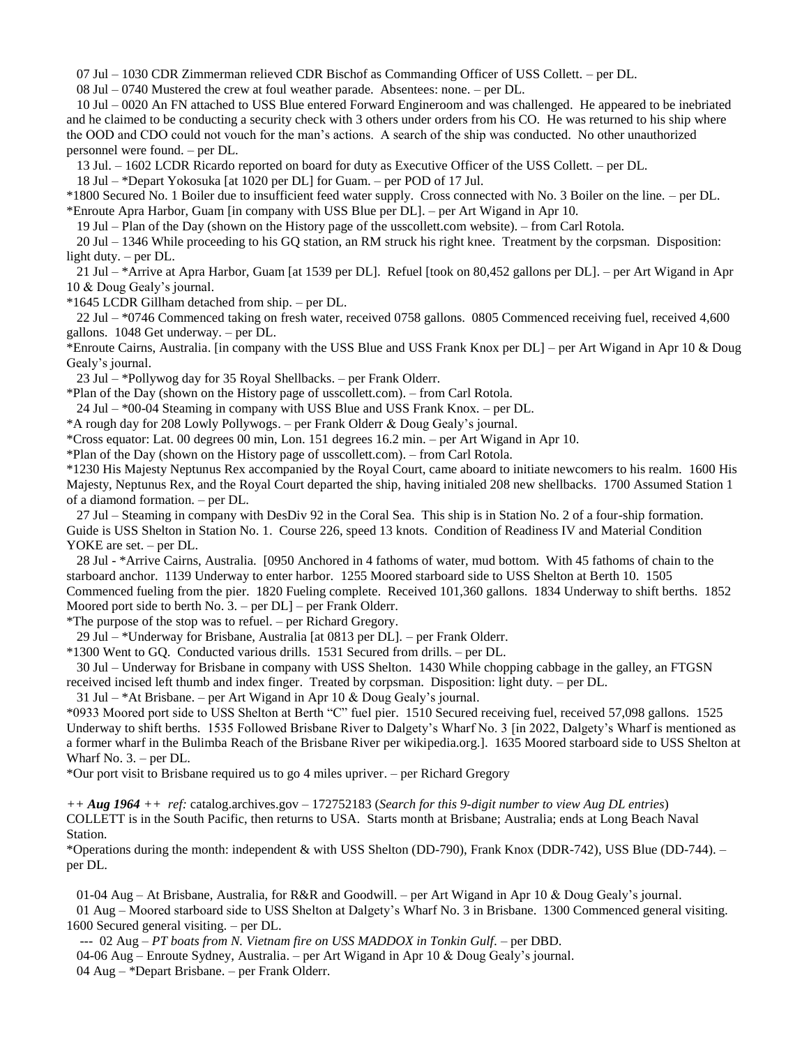07 Jul – 1030 CDR Zimmerman relieved CDR Bischof as Commanding Officer of USS Collett. – per DL.

08 Jul – 0740 Mustered the crew at foul weather parade. Absentees: none. – per DL.

10 Jul – 0020 An FN attached to USS Blue entered Forward Engineroom and was challenged. He appeared to be inebriated and he claimed to be conducting a security check with 3 others under orders from his CO. He was returned to his ship where the OOD and CDO could not vouch for the man's actions. A search of the ship was conducted. No other unauthorized personnel were found. – per DL.

13 Jul. – 1602 LCDR Ricardo reported on board for duty as Executive Officer of the USS Collett. – per DL.

18 Jul – *Depart Yokosuka [at 1020 per DL] for Guam. – per POD of 17 Jul.

*1800 Secured No. 1 Boiler due to insufficient feed water supply. Cross connected with No. 3 Boiler on the line. – per DL.

*Enroute Apra Harbor, Guam [in company with USS Blue per DL]. – per Art Wigand in Apr 10.

19 Jul – Plan of the Day (shown on the History page of the usscollett.com website). – from Carl Rotola.

20 Jul – 1346 While proceeding to his GQ station, an RM struck his right knee. Treatment by the corpsman. Disposition: light duty. – per DL.

21 Jul – *Arrive at Apra Harbor, Guam [at 1539 per DL]. Refuel [took on 80,452 gallons per DL]. – per Art Wigand in Apr 10 & Doug Gealy's journal.

*1645 LCDR Gillham detached from ship. – per DL.

22 Jul – *0746 Commenced taking on fresh water, received 0758 gallons. 0805 Commenced receiving fuel, received 4,600 gallons. 1048 Get underway. – per DL.

*Enroute Cairns, Australia. [in company with the USS Blue and USS Frank Knox per DL] – per Art Wigand in Apr 10 & Doug Gealy's journal.

23 Jul – *Pollywog day for 35 Royal Shellbacks. – per Frank Olderr.

*Plan of the Day (shown on the History page of usscollett.com). – from Carl Rotola.

24 Jul – *00-04 Steaming in company with USS Blue and USS Frank Knox. – per DL.

*A rough day for 208 Lowly Pollywogs. – per Frank Olderr & Doug Gealy's journal.

*Cross equator: Lat. 00 degrees 00 min, Lon. 151 degrees 16.2 min. – per Art Wigand in Apr 10.

*Plan of the Day (shown on the History page of usscollett.com). – from Carl Rotola.

*1230 His Majesty Neptunus Rex accompanied by the Royal Court, came aboard to initiate newcomers to his realm. 1600 His Majesty, Neptunus Rex, and the Royal Court departed the ship, having initialed 208 new shellbacks. 1700 Assumed Station 1 of a diamond formation. – per DL.

27 Jul – Steaming in company with DesDiv 92 in the Coral Sea. This ship is in Station No. 2 of a four-ship formation. Guide is USS Shelton in Station No. 1. Course 226, speed 13 knots. Condition of Readiness IV and Material Condition YOKE are set. – per DL.

28 Jul - *Arrive Cairns, Australia. [0950 Anchored in 4 fathoms of water, mud bottom. With 45 fathoms of chain to the starboard anchor. 1139 Underway to enter harbor. 1255 Moored starboard side to USS Shelton at Berth 10. 1505 Commenced fueling from the pier. 1820 Fueling complete. Received 101,360 gallons. 1834 Underway to shift berths. 1852 Moored port side to berth No. 3. – per DL] – per Frank Olderr.

*The purpose of the stop was to refuel. – per Richard Gregory.

29 Jul – *Underway for Brisbane, Australia [at 0813 per DL]. – per Frank Olderr.

*1300 Went to GQ. Conducted various drills. 1531 Secured from drills. – per DL.

30 Jul – Underway for Brisbane in company with USS Shelton. 1430 While chopping cabbage in the galley, an FTGSN received incised left thumb and index finger. Treated by corpsman. Disposition: light duty. – per DL.

31 Jul – *At Brisbane. – per Art Wigand in Apr 10 & Doug Gealy's journal.

*0933 Moored port side to USS Shelton at Berth "C" fuel pier. 1510 Secured receiving fuel, received 57,098 gallons. 1525 Underway to shift berths. 1535 Followed Brisbane River to Dalgety's Wharf No. 3 [in 2022, Dalgety's Wharf is mentioned as a former wharf in the Bulimba Reach of the Brisbane River per wikipedia.org.]. 1635 Moored starboard side to USS Shelton at Wharf No. 3. – per DL.

*Our port visit to Brisbane required us to go 4 miles upriver. – per Richard Gregory

*++ **Aug 1964** ++ ref:* catalog.archives.gov – 172752183 (*Search for this 9-digit number to view Aug DL entries*)
COLLETT is in the South Pacific, then returns to USA. Starts month at Brisbane; Australia; ends at Long Beach Naval Station.

*Operations during the month: independent & with USS Shelton (DD-790), Frank Knox (DDR-742), USS Blue (DD-744). – per DL.

01-04 Aug – At Brisbane, Australia, for R&R and Goodwill. – per Art Wigand in Apr 10 & Doug Gealy's journal.

01 Aug – Moored starboard side to USS Shelton at Dalgety's Wharf No. 3 in Brisbane. 1300 Commenced general visiting. 1600 Secured general visiting. – per DL.

--- 02 Aug – *PT boats from N. Vietnam fire on USS MADDOX in Tonkin Gulf*. – per DBD.

04-06 Aug – Enroute Sydney, Australia. – per Art Wigand in Apr 10 & Doug Gealy's journal.

04 Aug – *Depart Brisbane. – per Frank Olderr.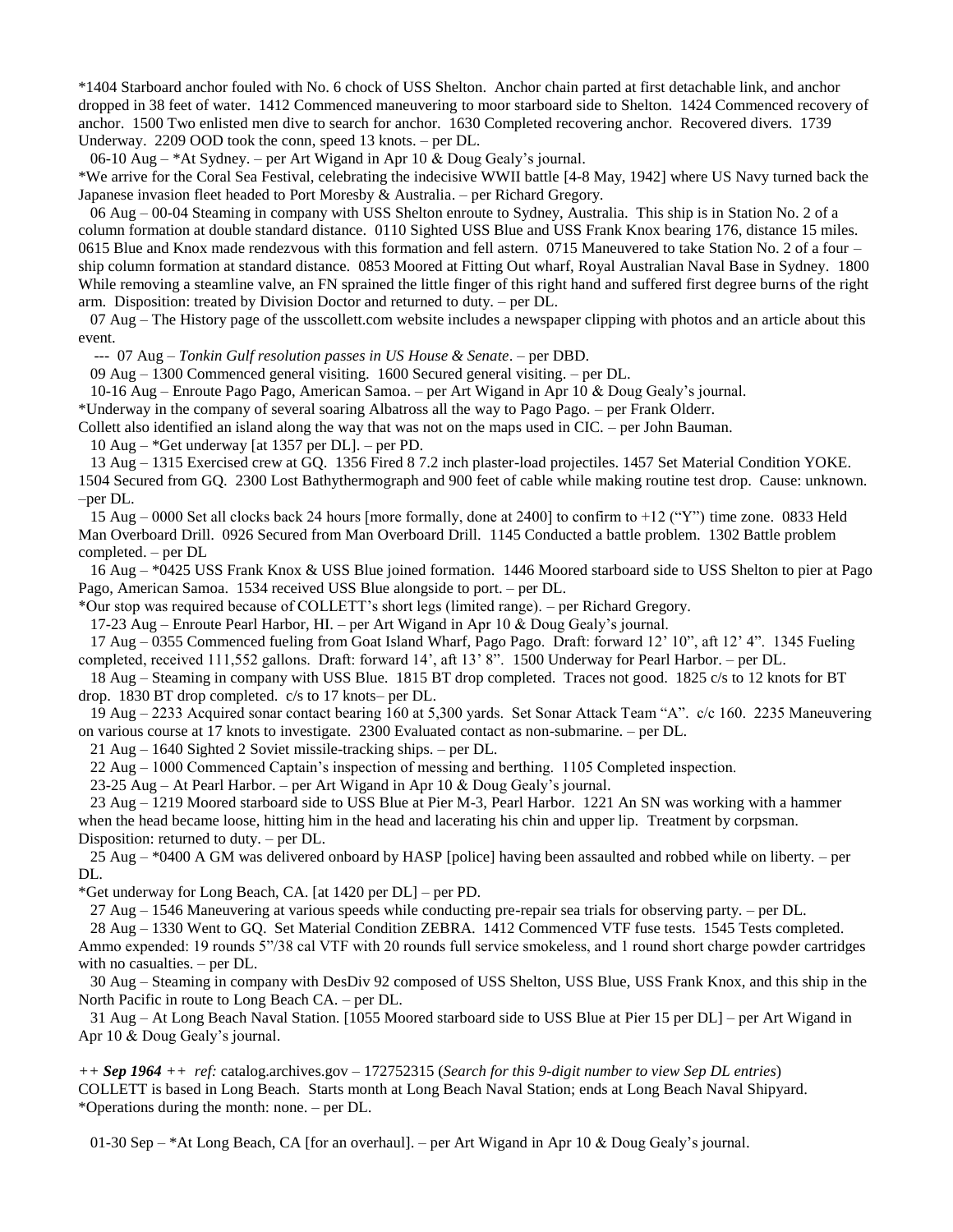*1404 Starboard anchor fouled with No. 6 chock of USS Shelton. Anchor chain parted at first detachable link, and anchor dropped in 38 feet of water. 1412 Commenced maneuvering to moor starboard side to Shelton. 1424 Commenced recovery of anchor. 1500 Two enlisted men dive to search for anchor. 1630 Completed recovering anchor. Recovered divers. 1739 Underway. 2209 OOD took the conn, speed 13 knots. – per DL.

06-10 Aug – *At Sydney. – per Art Wigand in Apr 10 & Doug Gealy's journal.

*We arrive for the Coral Sea Festival, celebrating the indecisive WWII battle [4-8 May, 1942] where US Navy turned back the Japanese invasion fleet headed to Port Moresby & Australia. – per Richard Gregory.

06 Aug – 00-04 Steaming in company with USS Shelton enroute to Sydney, Australia. This ship is in Station No. 2 of a column formation at double standard distance. 0110 Sighted USS Blue and USS Frank Knox bearing 176, distance 15 miles. 0615 Blue and Knox made rendezvous with this formation and fell astern. 0715 Maneuvered to take Station No. 2 of a four – ship column formation at standard distance. 0853 Moored at Fitting Out wharf, Royal Australian Naval Base in Sydney. 1800 While removing a steamline valve, an FN sprained the little finger of this right hand and suffered first degree burns of the right arm. Disposition: treated by Division Doctor and returned to duty. – per DL.

07 Aug – The History page of the usscollett.com website includes a newspaper clipping with photos and an article about this event.

--- 07 Aug – *Tonkin Gulf resolution passes in US House & Senate*. – per DBD.

09 Aug – 1300 Commenced general visiting. 1600 Secured general visiting. – per DL.

10-16 Aug – Enroute Pago Pago, American Samoa. – per Art Wigand in Apr 10 & Doug Gealy's journal.

*Underway in the company of several soaring Albatross all the way to Pago Pago. – per Frank Olderr.

Collett also identified an island along the way that was not on the maps used in CIC. – per John Bauman.

10 Aug – *Get underway [at 1357 per DL]. – per PD.

13 Aug – 1315 Exercised crew at GQ. 1356 Fired 8 7.2 inch plaster-load projectiles. 1457 Set Material Condition YOKE. 1504 Secured from GQ. 2300 Lost Bathythermograph and 900 feet of cable while making routine test drop. Cause: unknown. –per DL.

15 Aug – 0000 Set all clocks back 24 hours [more formally, done at 2400] to confirm to +12 ("Y") time zone. 0833 Held Man Overboard Drill. 0926 Secured from Man Overboard Drill. 1145 Conducted a battle problem. 1302 Battle problem completed. – per DL

16 Aug – *0425 USS Frank Knox & USS Blue joined formation. 1446 Moored starboard side to USS Shelton to pier at Pago Pago, American Samoa. 1534 received USS Blue alongside to port. – per DL.

*Our stop was required because of COLLETT's short legs (limited range). – per Richard Gregory.

17-23 Aug – Enroute Pearl Harbor, HI. – per Art Wigand in Apr 10 & Doug Gealy's journal.

17 Aug – 0355 Commenced fueling from Goat Island Wharf, Pago Pago. Draft: forward 12' 10", aft 12' 4". 1345 Fueling completed, received 111,552 gallons. Draft: forward 14', aft 13' 8". 1500 Underway for Pearl Harbor. – per DL.

18 Aug – Steaming in company with USS Blue. 1815 BT drop completed. Traces not good. 1825 c/s to 12 knots for BT drop. 1830 BT drop completed. c/s to 17 knots– per DL.

19 Aug – 2233 Acquired sonar contact bearing 160 at 5,300 yards. Set Sonar Attack Team "A". c/c 160. 2235 Maneuvering on various course at 17 knots to investigate. 2300 Evaluated contact as non-submarine. – per DL.

21 Aug – 1640 Sighted 2 Soviet missile-tracking ships. – per DL.

22 Aug – 1000 Commenced Captain's inspection of messing and berthing. 1105 Completed inspection.

23-25 Aug – At Pearl Harbor. – per Art Wigand in Apr 10 & Doug Gealy's journal.

23 Aug – 1219 Moored starboard side to USS Blue at Pier M-3, Pearl Harbor. 1221 An SN was working with a hammer when the head became loose, hitting him in the head and lacerating his chin and upper lip. Treatment by corpsman. Disposition: returned to duty. – per DL.

25 Aug – *0400 A GM was delivered onboard by HASP [police] having been assaulted and robbed while on liberty. – per DL.

*Get underway for Long Beach, CA. [at 1420 per DL] – per PD.

27 Aug – 1546 Maneuvering at various speeds while conducting pre-repair sea trials for observing party. – per DL.

28 Aug – 1330 Went to GQ. Set Material Condition ZEBRA. 1412 Commenced VTF fuse tests. 1545 Tests completed. Ammo expended: 19 rounds 5"/38 cal VTF with 20 rounds full service smokeless, and 1 round short charge powder cartridges with no casualties. – per DL.

30 Aug – Steaming in company with DesDiv 92 composed of USS Shelton, USS Blue, USS Frank Knox, and this ship in the North Pacific in route to Long Beach CA. – per DL.

31 Aug – At Long Beach Naval Station. [1055 Moored starboard side to USS Blue at Pier 15 per DL] – per Art Wigand in Apr 10 & Doug Gealy's journal.

*++ **Sep 1964** ++ ref:* catalog.archives.gov – 172752315 (*Search for this 9-digit number to view Sep DL entries*)
COLLETT is based in Long Beach. Starts month at Long Beach Naval Station; ends at Long Beach Naval Shipyard.
*Operations during the month: none. – per DL.

01-30 Sep – *At Long Beach, CA [for an overhaul]. – per Art Wigand in Apr 10 & Doug Gealy's journal.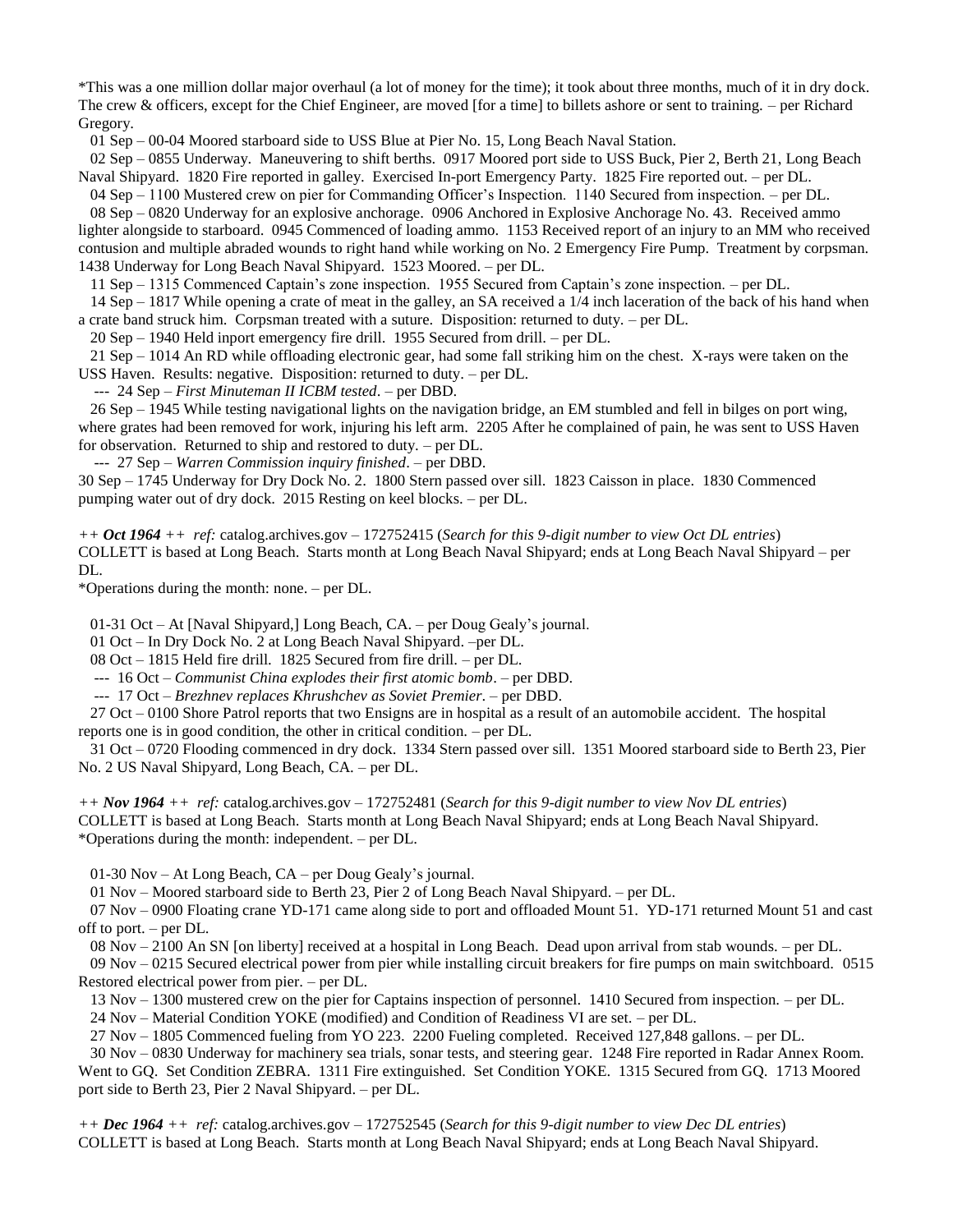*This was a one million dollar major overhaul (a lot of money for the time); it took about three months, much of it in dry dock. The crew & officers, except for the Chief Engineer, are moved [for a time] to billets ashore or sent to training. – per Richard Gregory.

01 Sep – 00-04 Moored starboard side to USS Blue at Pier No. 15, Long Beach Naval Station.

02 Sep – 0855 Underway. Maneuvering to shift berths. 0917 Moored port side to USS Buck, Pier 2, Berth 21, Long Beach Naval Shipyard. 1820 Fire reported in galley. Exercised In-port Emergency Party. 1825 Fire reported out. – per DL.

04 Sep – 1100 Mustered crew on pier for Commanding Officer's Inspection. 1140 Secured from inspection. – per DL.

08 Sep – 0820 Underway for an explosive anchorage. 0906 Anchored in Explosive Anchorage No. 43. Received ammo lighter alongside to starboard. 0945 Commenced of loading ammo. 1153 Received report of an injury to an MM who received contusion and multiple abraded wounds to right hand while working on No. 2 Emergency Fire Pump. Treatment by corpsman. 1438 Underway for Long Beach Naval Shipyard. 1523 Moored. – per DL.

11 Sep – 1315 Commenced Captain's zone inspection. 1955 Secured from Captain's zone inspection. – per DL.

14 Sep – 1817 While opening a crate of meat in the galley, an SA received a 1/4 inch laceration of the back of his hand when a crate band struck him. Corpsman treated with a suture. Disposition: returned to duty. – per DL.

20 Sep – 1940 Held inport emergency fire drill. 1955 Secured from drill. – per DL.

21 Sep – 1014 An RD while offloading electronic gear, had some fall striking him on the chest. X-rays were taken on the USS Haven. Results: negative. Disposition: returned to duty. – per DL.

--- 24 Sep – *First Minuteman II ICBM tested*. – per DBD.

26 Sep – 1945 While testing navigational lights on the navigation bridge, an EM stumbled and fell in bilges on port wing, where grates had been removed for work, injuring his left arm. 2205 After he complained of pain, he was sent to USS Haven for observation. Returned to ship and restored to duty. – per DL.

--- 27 Sep – *Warren Commission inquiry finished*. – per DBD.

30 Sep – 1745 Underway for Dry Dock No. 2. 1800 Stern passed over sill. 1823 Caisson in place. 1830 Commenced pumping water out of dry dock. 2015 Resting on keel blocks. – per DL.

*++ **Oct 1964** ++ ref:* catalog.archives.gov – 172752415 (*Search for this 9-digit number to view Oct DL entries*)
COLLETT is based at Long Beach. Starts month at Long Beach Naval Shipyard; ends at Long Beach Naval Shipyard – per DL.
*Operations during the month: none. – per DL.

01-31 Oct – At [Naval Shipyard,] Long Beach, CA. – per Doug Gealy's journal.

01 Oct – In Dry Dock No. 2 at Long Beach Naval Shipyard. –per DL.

08 Oct – 1815 Held fire drill. 1825 Secured from fire drill. – per DL.

--- 16 Oct – *Communist China explodes their first atomic bomb*. – per DBD.

--- 17 Oct – *Brezhnev replaces Khrushchev as Soviet Premier*. – per DBD.

27 Oct – 0100 Shore Patrol reports that two Ensigns are in hospital as a result of an automobile accident. The hospital reports one is in good condition, the other in critical condition. – per DL.

31 Oct – 0720 Flooding commenced in dry dock. 1334 Stern passed over sill. 1351 Moored starboard side to Berth 23, Pier No. 2 US Naval Shipyard, Long Beach, CA. – per DL.

*++ **Nov 1964** ++ ref:* catalog.archives.gov – 172752481 (*Search for this 9-digit number to view Nov DL entries*)
COLLETT is based at Long Beach. Starts month at Long Beach Naval Shipyard; ends at Long Beach Naval Shipyard.
*Operations during the month: independent. – per DL.

01-30 Nov – At Long Beach, CA – per Doug Gealy's journal.

01 Nov – Moored starboard side to Berth 23, Pier 2 of Long Beach Naval Shipyard. – per DL.

07 Nov – 0900 Floating crane YD-171 came along side to port and offloaded Mount 51. YD-171 returned Mount 51 and cast off to port. – per DL.

08 Nov – 2100 An SN [on liberty] received at a hospital in Long Beach. Dead upon arrival from stab wounds. – per DL.

09 Nov – 0215 Secured electrical power from pier while installing circuit breakers for fire pumps on main switchboard. 0515 Restored electrical power from pier. – per DL.

13 Nov – 1300 mustered crew on the pier for Captains inspection of personnel. 1410 Secured from inspection. – per DL.

24 Nov – Material Condition YOKE (modified) and Condition of Readiness VI are set. – per DL.

27 Nov – 1805 Commenced fueling from YO 223. 2200 Fueling completed. Received 127,848 gallons. – per DL.

30 Nov – 0830 Underway for machinery sea trials, sonar tests, and steering gear. 1248 Fire reported in Radar Annex Room. Went to GQ. Set Condition ZEBRA. 1311 Fire extinguished. Set Condition YOKE. 1315 Secured from GQ. 1713 Moored port side to Berth 23, Pier 2 Naval Shipyard. – per DL.

*++ **Dec 1964** ++ ref:* catalog.archives.gov – 172752545 (*Search for this 9-digit number to view Dec DL entries*)
COLLETT is based at Long Beach. Starts month at Long Beach Naval Shipyard; ends at Long Beach Naval Shipyard.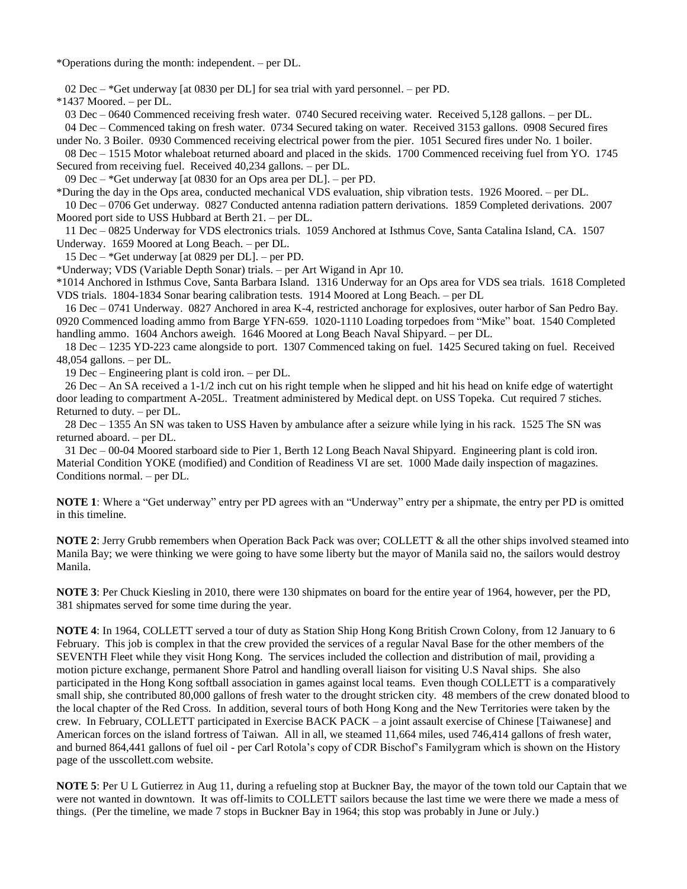*Operations during the month: independent. – per DL.

02 Dec – *Get underway [at 0830 per DL] for sea trial with yard personnel. – per PD.

*1437 Moored. – per DL.

03 Dec – 0640 Commenced receiving fresh water. 0740 Secured receiving water. Received 5,128 gallons. – per DL.

04 Dec – Commenced taking on fresh water. 0734 Secured taking on water. Received 3153 gallons. 0908 Secured fires under No. 3 Boiler. 0930 Commenced receiving electrical power from the pier. 1051 Secured fires under No. 1 boiler.

08 Dec – 1515 Motor whaleboat returned aboard and placed in the skids. 1700 Commenced receiving fuel from YO. 1745 Secured from receiving fuel. Received 40,234 gallons. – per DL.

09 Dec – *Get underway [at 0830 for an Ops area per DL]. – per PD.

*During the day in the Ops area, conducted mechanical VDS evaluation, ship vibration tests. 1926 Moored. – per DL.

10 Dec – 0706 Get underway. 0827 Conducted antenna radiation pattern derivations. 1859 Completed derivations. 2007 Moored port side to USS Hubbard at Berth 21. – per DL.

11 Dec – 0825 Underway for VDS electronics trials. 1059 Anchored at Isthmus Cove, Santa Catalina Island, CA. 1507 Underway. 1659 Moored at Long Beach. – per DL.

15 Dec – *Get underway [at 0829 per DL]. – per PD.

*Underway; VDS (Variable Depth Sonar) trials. – per Art Wigand in Apr 10.

*1014 Anchored in Isthmus Cove, Santa Barbara Island. 1316 Underway for an Ops area for VDS sea trials. 1618 Completed VDS trials. 1804-1834 Sonar bearing calibration tests. 1914 Moored at Long Beach. – per DL

16 Dec – 0741 Underway. 0827 Anchored in area K-4, restricted anchorage for explosives, outer harbor of San Pedro Bay. 0920 Commenced loading ammo from Barge YFN-659. 1020-1110 Loading torpedoes from "Mike" boat. 1540 Completed handling ammo. 1604 Anchors aweigh. 1646 Moored at Long Beach Naval Shipyard. – per DL.

18 Dec – 1235 YD-223 came alongside to port. 1307 Commenced taking on fuel. 1425 Secured taking on fuel. Received 48,054 gallons. – per DL.

19 Dec – Engineering plant is cold iron. – per DL.

26 Dec – An SA received a 1-1/2 inch cut on his right temple when he slipped and hit his head on knife edge of watertight door leading to compartment A-205L. Treatment administered by Medical dept. on USS Topeka. Cut required 7 stiches. Returned to duty. – per DL.

28 Dec – 1355 An SN was taken to USS Haven by ambulance after a seizure while lying in his rack. 1525 The SN was returned aboard. – per DL.

31 Dec – 00-04 Moored starboard side to Pier 1, Berth 12 Long Beach Naval Shipyard. Engineering plant is cold iron. Material Condition YOKE (modified) and Condition of Readiness VI are set. 1000 Made daily inspection of magazines. Conditions normal. – per DL.

**NOTE 1**: Where a "Get underway" entry per PD agrees with an "Underway" entry per a shipmate, the entry per PD is omitted in this timeline.

**NOTE 2**: Jerry Grubb remembers when Operation Back Pack was over; COLLETT & all the other ships involved steamed into Manila Bay; we were thinking we were going to have some liberty but the mayor of Manila said no, the sailors would destroy Manila.

**NOTE 3**: Per Chuck Kiesling in 2010, there were 130 shipmates on board for the entire year of 1964, however, per the PD, 381 shipmates served for some time during the year.

**NOTE 4**: In 1964, COLLETT served a tour of duty as Station Ship Hong Kong British Crown Colony, from 12 January to 6 February. This job is complex in that the crew provided the services of a regular Naval Base for the other members of the SEVENTH Fleet while they visit Hong Kong. The services included the collection and distribution of mail, providing a motion picture exchange, permanent Shore Patrol and handling overall liaison for visiting U.S Naval ships. She also participated in the Hong Kong softball association in games against local teams. Even though COLLETT is a comparatively small ship, she contributed 80,000 gallons of fresh water to the drought stricken city. 48 members of the crew donated blood to the local chapter of the Red Cross. In addition, several tours of both Hong Kong and the New Territories were taken by the crew. In February, COLLETT participated in Exercise BACK PACK – a joint assault exercise of Chinese [Taiwanese] and American forces on the island fortress of Taiwan. All in all, we steamed 11,664 miles, used 746,414 gallons of fresh water, and burned 864,441 gallons of fuel oil - per Carl Rotola's copy of CDR Bischof's Familygram which is shown on the History page of the usscollett.com website.

**NOTE 5**: Per U L Gutierrez in Aug 11, during a refueling stop at Buckner Bay, the mayor of the town told our Captain that we were not wanted in downtown. It was off-limits to COLLETT sailors because the last time we were there we made a mess of things. (Per the timeline, we made 7 stops in Buckner Bay in 1964; this stop was probably in June or July.)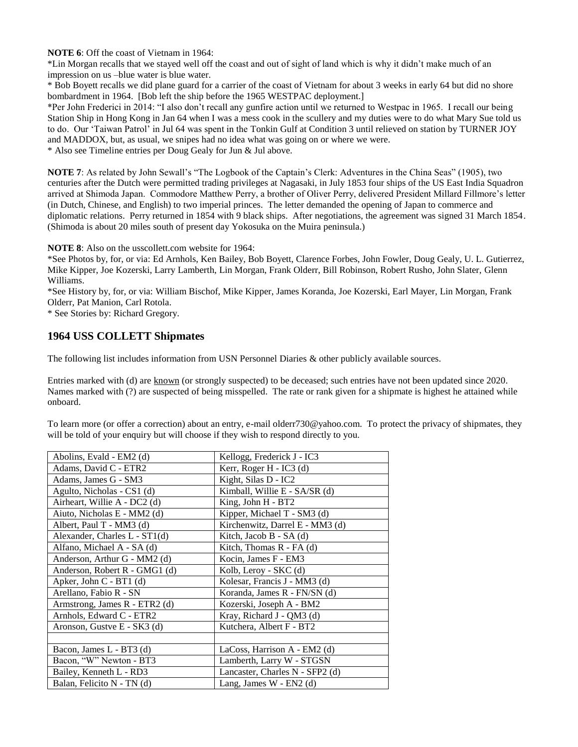**NOTE 6**: Off the coast of Vietnam in 1964:

*Lin Morgan recalls that we stayed well off the coast and out of sight of land which is why it didn't make much of an impression on us –blue water is blue water.

* Bob Boyett recalls we did plane guard for a carrier of the coast of Vietnam for about 3 weeks in early 64 but did no shore bombardment in 1964. [Bob left the ship before the 1965 WESTPAC deployment.]

*Per John Frederici in 2014: "I also don't recall any gunfire action until we returned to Westpac in 1965. I recall our being Station Ship in Hong Kong in Jan 64 when I was a mess cook in the scullery and my duties were to do what Mary Sue told us to do. Our 'Taiwan Patrol' in Jul 64 was spent in the Tonkin Gulf at Condition 3 until relieved on station by TURNER JOY and MADDOX, but, as usual, we snipes had no idea what was going on or where we were.

* Also see Timeline entries per Doug Gealy for Jun & Jul above.

**NOTE 7**: As related by John Sewall's "The Logbook of the Captain's Clerk: Adventures in the China Seas" (1905), two centuries after the Dutch were permitted trading privileges at Nagasaki, in July 1853 four ships of the US East India Squadron arrived at Shimoda Japan. Commodore Matthew Perry, a brother of Oliver Perry, delivered President Millard Fillmore's letter (in Dutch, Chinese, and English) to two imperial princes. The letter demanded the opening of Japan to commerce and diplomatic relations. Perry returned in 1854 with 9 black ships. After negotiations, the agreement was signed 31 March 1854. (Shimoda is about 20 miles south of present day Yokosuka on the Muira peninsula.)

**NOTE 8**: Also on the usscollett.com website for 1964:

*See Photos by, for, or via: Ed Arnhols, Ken Bailey, Bob Boyett, Clarence Forbes, John Fowler, Doug Gealy, U. L. Gutierrez, Mike Kipper, Joe Kozerski, Larry Lamberth, Lin Morgan, Frank Olderr, Bill Robinson, Robert Rusho, John Slater, Glenn Williams.

*See History by, for, or via: William Bischof, Mike Kipper, James Koranda, Joe Kozerski, Earl Mayer, Lin Morgan, Frank Olderr, Pat Manion, Carl Rotola.

* See Stories by: Richard Gregory.

## 1964 USS COLLETT Shipmates

The following list includes information from USN Personnel Diaries & other publicly available sources.

Entries marked with (d) are known (or strongly suspected) to be deceased; such entries have not been updated since 2020. Names marked with (?) are suspected of being misspelled. The rate or rank given for a shipmate is highest he attained while onboard.

To learn more (or offer a correction) about an entry, e-mail olderr730@yahoo.com. To protect the privacy of shipmates, they will be told of your enquiry but will choose if they wish to respond directly to you.

| | |
|---|---|
| Abolins, Evald - EM2 (d) | Kellogg, Frederick J - IC3 |
| Adams, David C - ETR2 | Kerr, Roger H - IC3 (d) |
| Adams, James G - SM3 | Kight, Silas D - IC2 |
| Agulto, Nicholas - CS1 (d) | Kimball, Willie E - SA/SR (d) |
| Airheart, Willie A - DC2 (d) | King, John H - BT2 |
| Aiuto, Nicholas E - MM2 (d) | Kipper, Michael T - SM3 (d) |
| Albert, Paul T - MM3 (d) | Kirchenwitz, Darrel E - MM3 (d) |
| Alexander, Charles L - ST1(d) | Kitch, Jacob B - SA (d) |
| Alfano, Michael A - SA (d) | Kitch, Thomas R - FA (d) |
| Anderson, Arthur G - MM2 (d) | Kocin, James F - EM3 |
| Anderson, Robert R - GMG1 (d) | Kolb, Leroy - SKC (d) |
| Apker, John C - BT1 (d) | Kolesar, Francis J - MM3 (d) |
| Arellano, Fabio R - SN | Koranda, James R - FN/SN (d) |
| Armstrong, James R - ETR2 (d) | Kozerski, Joseph A - BM2 |
| Arnhols, Edward C - ETR2 | Kray, Richard J - QM3 (d) |
| Aronson, Gustve E - SK3 (d) | Kutchera, Albert F - BT2 |
| | |
| Bacon, James L - BT3 (d) | LaCoss, Harrison A - EM2 (d) |
| Bacon, "W" Newton - BT3 | Lamberth, Larry W - STGSN |
| Bailey, Kenneth L - RD3 | Lancaster, Charles N - SFP2 (d) |
| Balan, Felicito N - TN (d) | Lang, James W - EN2 (d) |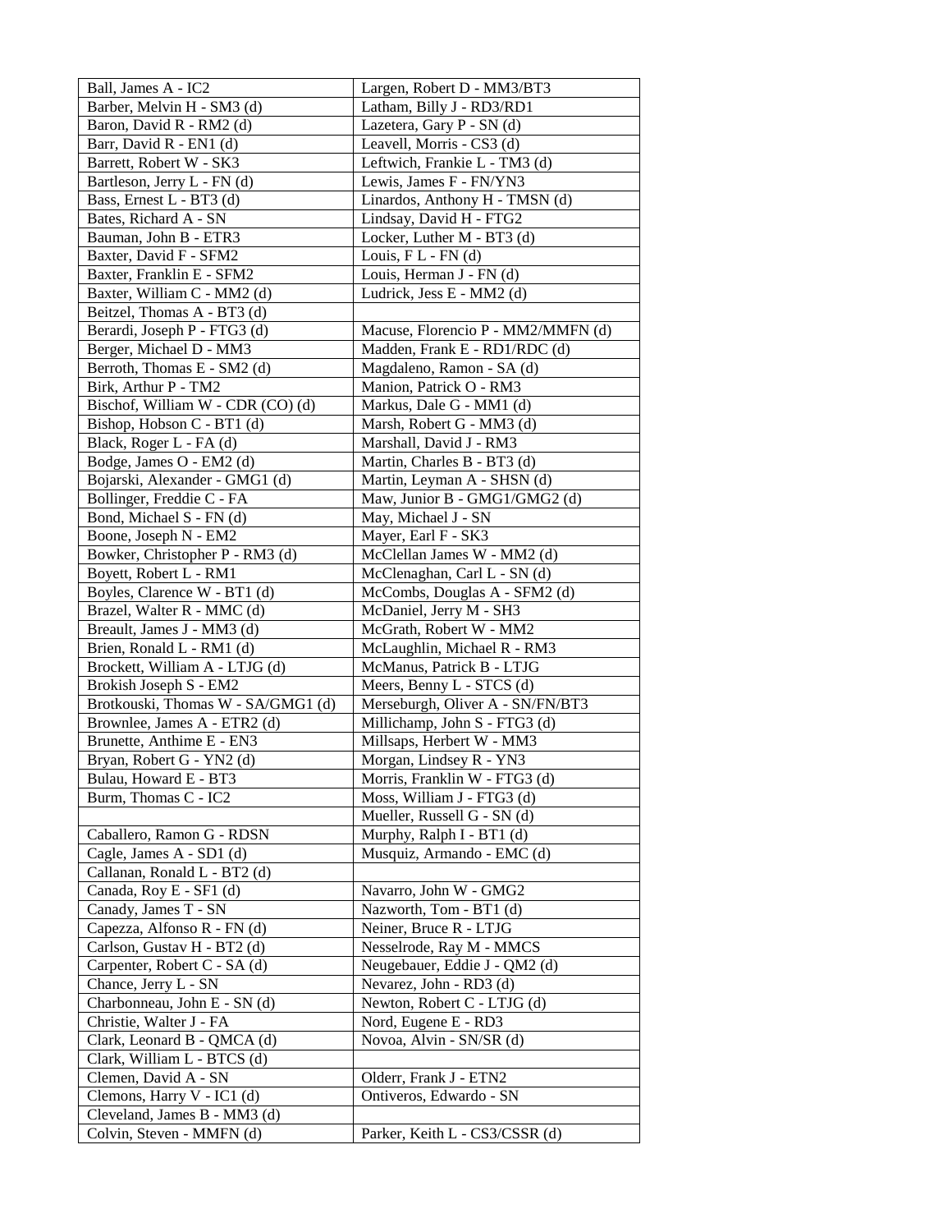| | |
|---|---|
| Ball, James A - IC2 | Largen, Robert D - MM3/BT3 |
| Barber, Melvin H - SM3 (d) | Latham, Billy J - RD3/RD1 |
| Baron, David R - RM2 (d) | Lazetera, Gary P - SN (d) |
| Barr, David R - EN1 (d) | Leavell, Morris - CS3 (d) |
| Barrett, Robert W - SK3 | Leftwich, Frankie L - TM3 (d) |
| Bartleson, Jerry L - FN (d) | Lewis, James F - FN/YN3 |
| Bass, Ernest L - BT3 (d) | Linardos, Anthony H - TMSN (d) |
| Bates, Richard A - SN | Lindsay, David H - FTG2 |
| Bauman, John B - ETR3 | Locker, Luther M - BT3 (d) |
| Baxter, David F - SFM2 | Louis, F L - FN (d) |
| Baxter, Franklin E - SFM2 | Louis, Herman J - FN (d) |
| Baxter, William C - MM2 (d) | Ludrick, Jess E - MM2 (d) |
| Beitzel, Thomas A - BT3 (d) | |
| Berardi, Joseph P - FTG3 (d) | Macuse, Florencio P - MM2/MMFN (d) |
| Berger, Michael D - MM3 | Madden, Frank E - RD1/RDC (d) |
| Berroth, Thomas E - SM2 (d) | Magdaleno, Ramon - SA (d) |
| Birk, Arthur P - TM2 | Manion, Patrick O - RM3 |
| Bischof, William W - CDR (CO) (d) | Markus, Dale G - MM1 (d) |
| Bishop, Hobson C - BT1 (d) | Marsh, Robert G - MM3 (d) |
| Black, Roger L - FA (d) | Marshall, David J - RM3 |
| Bodge, James O - EM2 (d) | Martin, Charles B - BT3 (d) |
| Bojarski, Alexander - GMG1 (d) | Martin, Leyman A - SHSN (d) |
| Bollinger, Freddie C - FA | Maw, Junior B - GMG1/GMG2 (d) |
| Bond, Michael S - FN (d) | May, Michael J - SN |
| Boone, Joseph N - EM2 | Mayer, Earl F - SK3 |
| Bowker, Christopher P - RM3 (d) | McClellan James W - MM2 (d) |
| Boyett, Robert L - RM1 | McClenaghan, Carl L - SN (d) |
| Boyles, Clarence W - BT1 (d) | McCombs, Douglas A - SFM2 (d) |
| Brazel, Walter R - MMC (d) | McDaniel, Jerry M - SH3 |
| Breault, James J - MM3 (d) | McGrath, Robert W - MM2 |
| Brien, Ronald L - RM1 (d) | McLaughlin, Michael R - RM3 |
| Brockett, William A - LTJG (d) | McManus, Patrick B - LTJG |
| Brokish Joseph S - EM2 | Meers, Benny L - STCS (d) |
| Brotkouski, Thomas W - SA/GMG1 (d) | Merseburgh, Oliver A - SN/FN/BT3 |
| Brownlee, James A - ETR2 (d) | Millichamp, John S - FTG3 (d) |
| Brunette, Anthime E - EN3 | Millsaps, Herbert W - MM3 |
| Bryan, Robert G - YN2 (d) | Morgan, Lindsey R - YN3 |
| Bulau, Howard E - BT3 | Morris, Franklin W - FTG3 (d) |
| Burm, Thomas C - IC2 | Moss, William J - FTG3 (d) |
| | Mueller, Russell G - SN (d) |
| Caballero, Ramon G - RDSN | Murphy, Ralph I - BT1 (d) |
| Cagle, James A - SD1 (d) | Musquiz, Armando - EMC (d) |
| Callanan, Ronald L - BT2 (d) | |
| Canada, Roy E - SF1 (d) | Navarro, John W - GMG2 |
| Canady, James T - SN | Nazworth, Tom - BT1 (d) |
| Capezza, Alfonso R - FN (d) | Neiner, Bruce R - LTJG |
| Carlson, Gustav H - BT2 (d) | Nesselrode, Ray M - MMCS |
| Carpenter, Robert C - SA (d) | Neugebauer, Eddie J - QM2 (d) |
| Chance, Jerry L - SN | Nevarez, John - RD3 (d) |
| Charbonneau, John E - SN (d) | Newton, Robert C - LTJG (d) |
| Christie, Walter J - FA | Nord, Eugene E - RD3 |
| Clark, Leonard B - QMCA (d) | Novoa, Alvin - SN/SR (d) |
| Clark, William L - BTCS (d) | |
| Clemen, David A - SN | Olderr, Frank J - ETN2 |
| Clemons, Harry V - IC1 (d) | Ontiveros, Edwardo - SN |
| Cleveland, James B - MM3 (d) | |
| Colvin, Steven - MMFN (d) | Parker, Keith L - CS3/CSSR (d) |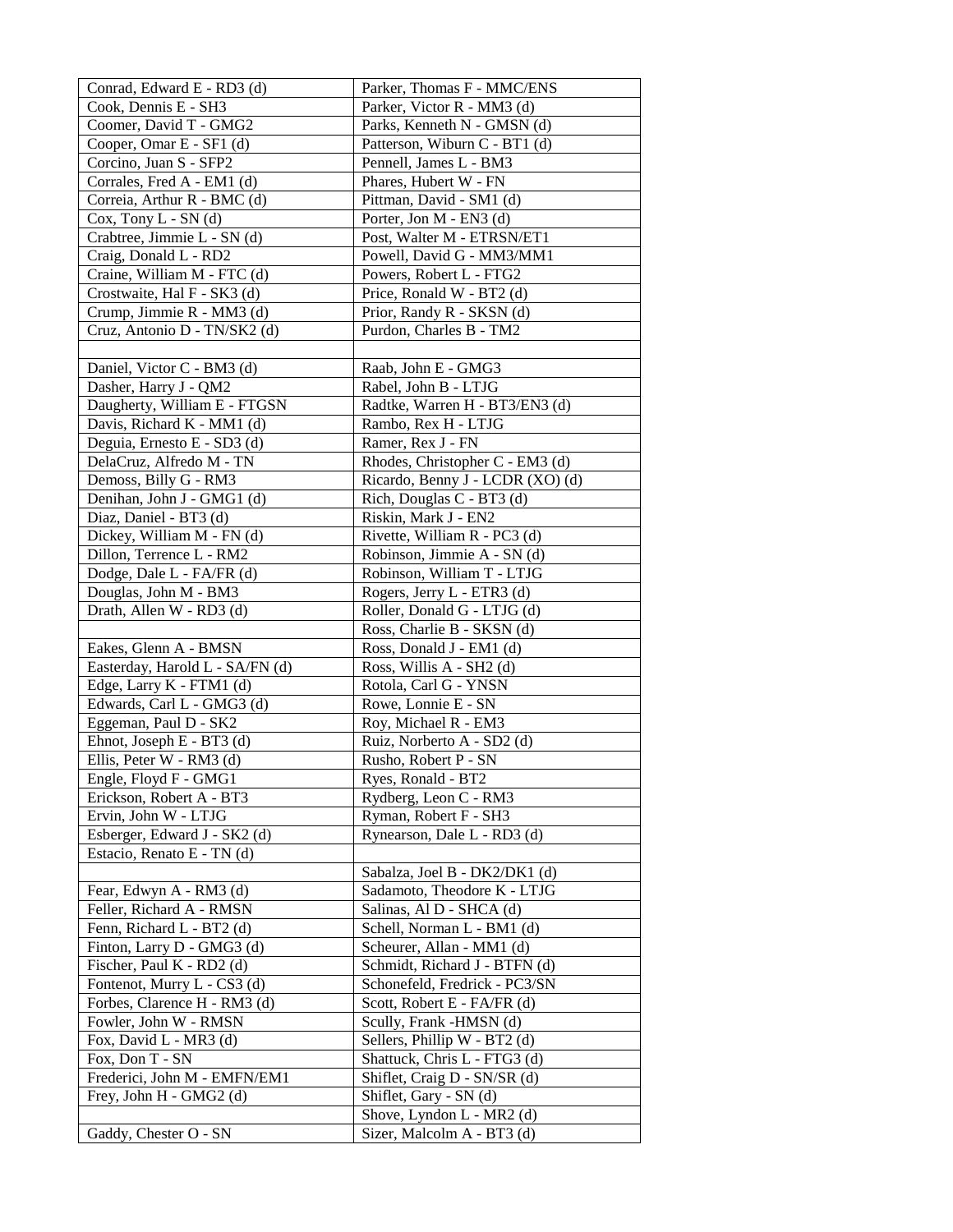| Conrad, Edward E - RD3 (d) | Parker, Thomas F - MMC/ENS |
|---|---|
| Cook, Dennis E - SH3 | Parker, Victor R - MM3 (d) |
| Coomer, David T - GMG2 | Parks, Kenneth N - GMSN (d) |
| Cooper, Omar E - SF1 (d) | Patterson, Wiburn C - BT1 (d) |
| Corcino, Juan S - SFP2 | Pennell, James L - BM3 |
| Corrales, Fred A - EM1 (d) | Phares, Hubert W - FN |
| Correia, Arthur R - BMC (d) | Pittman, David - SM1 (d) |
| Cox, Tony L - SN (d) | Porter, Jon M - EN3 (d) |
| Crabtree, Jimmie L - SN (d) | Post, Walter M - ETRSN/ET1 |
| Craig, Donald L - RD2 | Powell, David G - MM3/MM1 |
| Craine, William M - FTC (d) | Powers, Robert L - FTG2 |
| Crostwaite, Hal F - SK3 (d) | Price, Ronald W - BT2 (d) |
| Crump, Jimmie R - MM3 (d) | Prior, Randy R - SKSN (d) |
| Cruz, Antonio D - TN/SK2 (d) | Purdon, Charles B - TM2 |
| | |
| Daniel, Victor C - BM3 (d) | Raab, John E - GMG3 |
| Dasher, Harry J - QM2 | Rabel, John B - LTJG |
| Daugherty, William E - FTGSN | Radtke, Warren H - BT3/EN3 (d) |
| Davis, Richard K - MM1 (d) | Rambo, Rex H - LTJG |
| Deguia, Ernesto E - SD3 (d) | Ramer, Rex J - FN |
| DelaCruz, Alfredo M - TN | Rhodes, Christopher C - EM3 (d) |
| Demoss, Billy G - RM3 | Ricardo, Benny J - LCDR (XO) (d) |
| Denihan, John J - GMG1 (d) | Rich, Douglas C - BT3 (d) |
| Diaz, Daniel - BT3 (d) | Riskin, Mark J - EN2 |
| Dickey, William M - FN (d) | Rivette, William R - PC3 (d) |
| Dillon, Terrence L - RM2 | Robinson, Jimmie A - SN (d) |
| Dodge, Dale L - FA/FR (d) | Robinson, William T - LTJG |
| Douglas, John M - BM3 | Rogers, Jerry L - ETR3 (d) |
| Drath, Allen W - RD3 (d) | Roller, Donald G - LTJG (d) |
| | Ross, Charlie B - SKSN (d) |
| Eakes, Glenn A - BMSN | Ross, Donald J - EM1 (d) |
| Easterday, Harold L - SA/FN (d) | Ross, Willis A - SH2 (d) |
| Edge, Larry K - FTM1 (d) | Rotola, Carl G - YNSN |
| Edwards, Carl L - GMG3 (d) | Rowe, Lonnie E - SN |
| Eggeman, Paul D - SK2 | Roy, Michael R - EM3 |
| Ehnot, Joseph E - BT3 (d) | Ruiz, Norberto A - SD2 (d) |
| Ellis, Peter W - RM3 (d) | Rusho, Robert P - SN |
| Engle, Floyd F - GMG1 | Ryes, Ronald - BT2 |
| Erickson, Robert A - BT3 | Rydberg, Leon C - RM3 |
| Ervin, John W - LTJG | Ryman, Robert F - SH3 |
| Esberger, Edward J - SK2 (d) | Rynearson, Dale L - RD3 (d) |
| Estacio, Renato E - TN (d) | |
| | Sabalza, Joel B - DK2/DK1 (d) |
| Fear, Edwyn A - RM3 (d) | Sadamoto, Theodore K - LTJG |
| Feller, Richard A - RMSN | Salinas, Al D - SHCA (d) |
| Fenn, Richard L - BT2 (d) | Schell, Norman L - BM1 (d) |
| Finton, Larry D - GMG3 (d) | Scheurer, Allan - MM1 (d) |
| Fischer, Paul K - RD2 (d) | Schmidt, Richard J - BTFN (d) |
| Fontenot, Murry L - CS3 (d) | Schonefeld, Fredrick - PC3/SN |
| Forbes, Clarence H - RM3 (d) | Scott, Robert E - FA/FR (d) |
| Fowler, John W - RMSN | Scully, Frank -HMSN (d) |
| Fox, David L - MR3 (d) | Sellers, Phillip W - BT2 (d) |
| Fox, Don T - SN | Shattuck, Chris L - FTG3 (d) |
| Frederici, John M - EMFN/EM1 | Shiflet, Craig D - SN/SR (d) |
| Frey, John H - GMG2 (d) | Shiflet, Gary - SN (d) |
| | Shove, Lyndon L - MR2 (d) |
| Gaddy, Chester O - SN | Sizer, Malcolm A - BT3 (d) |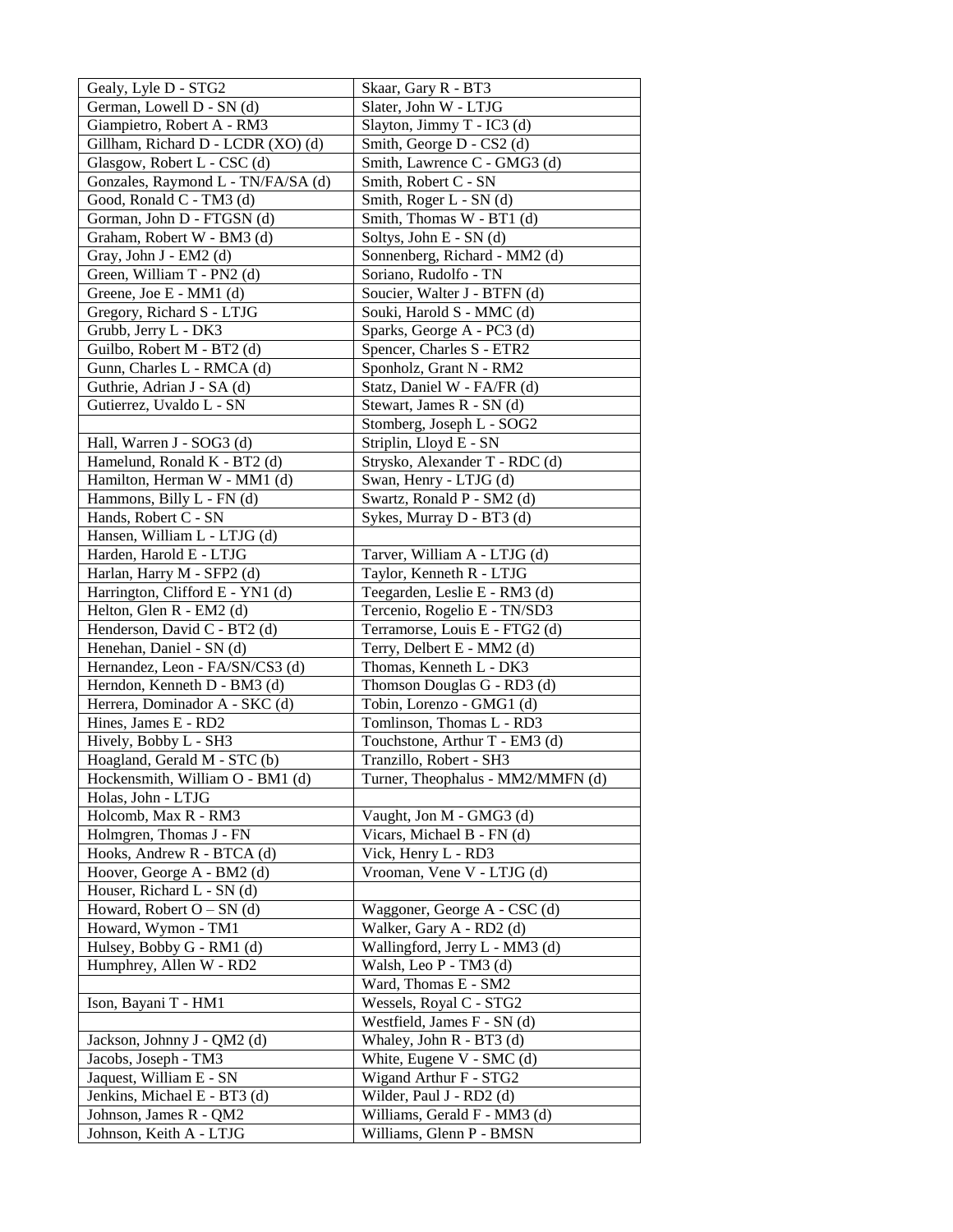| Gealy, Lyle D - STG2 | Skaar, Gary R - BT3 |
|---|---|
| German, Lowell D - SN (d) | Slater, John W - LTJG |
| Giampietro, Robert A - RM3 | Slayton, Jimmy T - IC3 (d) |
| Gillham, Richard D - LCDR (XO) (d) | Smith, George D - CS2 (d) |
| Glasgow, Robert L - CSC (d) | Smith, Lawrence C - GMG3 (d) |
| Gonzales, Raymond L - TN/FA/SA (d) | Smith, Robert C - SN |
| Good, Ronald C - TM3 (d) | Smith, Roger L - SN (d) |
| Gorman, John D - FTGSN (d) | Smith, Thomas W - BT1 (d) |
| Graham, Robert W - BM3 (d) | Soltys, John E - SN (d) |
| Gray, John J - EM2 (d) | Sonnenberg, Richard - MM2 (d) |
| Green, William T - PN2 (d) | Soriano, Rudolfo - TN |
| Greene, Joe E - MM1 (d) | Soucier, Walter J - BTFN (d) |
| Gregory, Richard S - LTJG | Souki, Harold S - MMC (d) |
| Grubb, Jerry L - DK3 | Sparks, George A - PC3 (d) |
| Guilbo, Robert M - BT2 (d) | Spencer, Charles S - ETR2 |
| Gunn, Charles L - RMCA (d) | Sponholz, Grant N - RM2 |
| Guthrie, Adrian J - SA (d) | Statz, Daniel W - FA/FR (d) |
| Gutierrez, Uvaldo L - SN | Stewart, James R - SN (d) |
| | Stomberg, Joseph L - SOG2 |
| Hall, Warren J - SOG3 (d) | Striplin, Lloyd E - SN |
| Hamelund, Ronald K - BT2 (d) | Strysko, Alexander T - RDC (d) |
| Hamilton, Herman W - MM1 (d) | Swan, Henry - LTJG (d) |
| Hammons, Billy L - FN (d) | Swartz, Ronald P - SM2 (d) |
| Hands, Robert C - SN | Sykes, Murray D - BT3 (d) |
| Hansen, William L - LTJG (d) | |
| Harden, Harold E - LTJG | Tarver, William A - LTJG (d) |
| Harlan, Harry M - SFP2 (d) | Taylor, Kenneth R - LTJG |
| Harrington, Clifford E - YN1 (d) | Teegarden, Leslie E - RM3 (d) |
| Helton, Glen R - EM2 (d) | Tercenio, Rogelio E - TN/SD3 |
| Henderson, David C - BT2 (d) | Terramorse, Louis E - FTG2 (d) |
| Henehan, Daniel - SN (d) | Terry, Delbert E - MM2 (d) |
| Hernandez, Leon - FA/SN/CS3 (d) | Thomas, Kenneth L - DK3 |
| Herndon, Kenneth D - BM3 (d) | Thomson Douglas G - RD3 (d) |
| Herrera, Dominador A - SKC (d) | Tobin, Lorenzo - GMG1 (d) |
| Hines, James E - RD2 | Tomlinson, Thomas L - RD3 |
| Hively, Bobby L - SH3 | Touchstone, Arthur T - EM3 (d) |
| Hoagland, Gerald M - STC (b) | Tranzillo, Robert - SH3 |
| Hockensmith, William O - BM1 (d) | Turner, Theophalus - MM2/MMFN (d) |
| Holas, John - LTJG | |
| Holcomb, Max R - RM3 | Vaught, Jon M - GMG3 (d) |
| Holmgren, Thomas J - FN | Vicars, Michael B - FN (d) |
| Hooks, Andrew R - BTCA (d) | Vick, Henry L - RD3 |
| Hoover, George A - BM2 (d) | Vrooman, Vene V - LTJG (d) |
| Houser, Richard L - SN (d) | |
| Howard, Robert O – SN (d) | Waggoner, George A - CSC (d) |
| Howard, Wymon - TM1 | Walker, Gary A - RD2 (d) |
| Hulsey, Bobby G - RM1 (d) | Wallingford, Jerry L - MM3 (d) |
| Humphrey, Allen W - RD2 | Walsh, Leo P - TM3 (d) |
| | Ward, Thomas E - SM2 |
| Ison, Bayani T - HM1 | Wessels, Royal C - STG2 |
| | Westfield, James F - SN (d) |
| Jackson, Johnny J - QM2 (d) | Whaley, John R - BT3 (d) |
| Jacobs, Joseph - TM3 | White, Eugene V - SMC (d) |
| Jaquest, William E - SN | Wigand Arthur F - STG2 |
| Jenkins, Michael E - BT3 (d) | Wilder, Paul J - RD2 (d) |
| Johnson, James R - QM2 | Williams, Gerald F - MM3 (d) |
| Johnson, Keith A - LTJG | Williams, Glenn P - BMSN |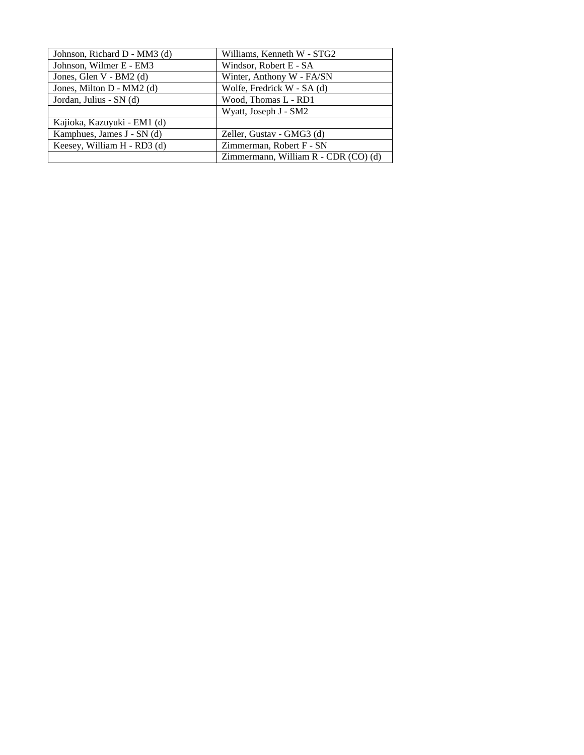| | |
|---|---|
| Johnson, Richard D - MM3 (d) | Williams, Kenneth W - STG2 |
| Johnson, Wilmer E - EM3 | Windsor, Robert E - SA |
| Jones, Glen V - BM2 (d) | Winter, Anthony W - FA/SN |
| Jones, Milton D - MM2 (d) | Wolfe, Fredrick W - SA (d) |
| Jordan, Julius - SN (d) | Wood, Thomas L - RD1 |
| | Wyatt, Joseph J - SM2 |
| Kajioka, Kazuyuki - EM1 (d) | |
| Kamphues, James J - SN (d) | Zeller, Gustav - GMG3 (d) |
| Keesey, William H - RD3 (d) | Zimmerman, Robert F - SN |
| | Zimmermann, William R - CDR (CO) (d) |